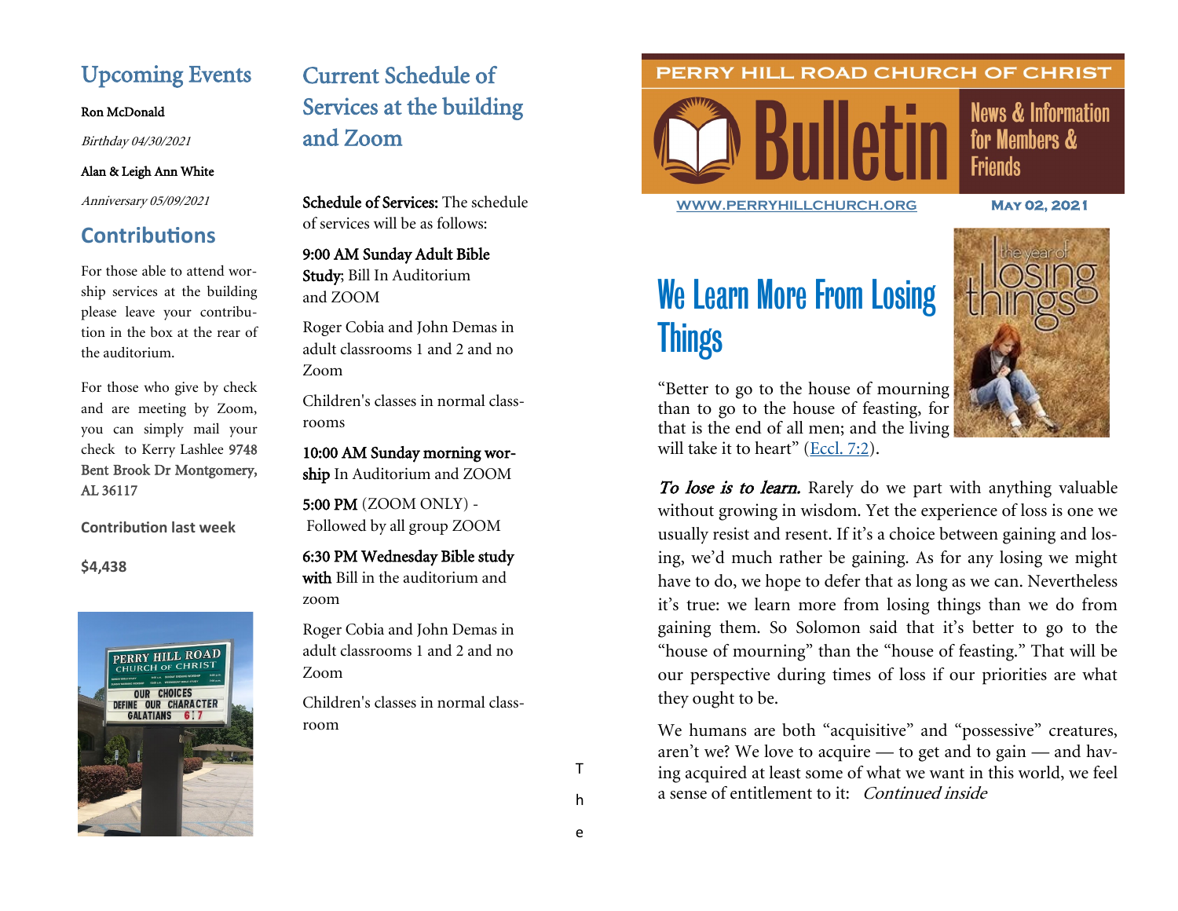## Upcoming Events

Ron McDonald

*Birthday 04/30/2021*

Alan & Leigh Ann White

*Anniversary 05/09/2021*

## Contributions

For those able to attend worship services at the building please leave your contribution in the box at the rear of the auditorium.

For those who give by check and are meeting by Zoom, you can simply mail your check to Kerry Lashlee 9748 Bent Brook Dr Montgomery, AL 36117

**Contribution last week**

**$4,438**

## Current Schedule of Services at the building and Zoom

**Schedule of Services:** The schedule of services will be as follows:

**9:00 AM Sunday Adult Bible Study**; Bill In Auditorium and ZOOM

Roger Cobia and John Demas in adult classrooms 1 and 2 and no Zoom

Children's classes in normal classrooms

**10:00 AM Sunday morning worship** In Auditorium and ZOOM

**5:00 PM** (ZOOM ONLY) - Followed by all group ZOOM

**6:30 PM Wednesday Bible study with** Bill in the auditorium and zoom

Roger Cobia and John Demas in adult classrooms 1 and 2 and no Zoom

Children's classes in normal classroom

T

h

e

PERRY HILL ROAD CHURCH OF CHRIST

# Bulletin

News & Information for Members & Friends

WWW.PERRYHILLCHURCH.ORG

MAY 02, 2021

# We Learn More From Losing Things

"Better to go to the house of mourning than to go to the house of feasting, for that is the end of all men; and the living will take it to heart" (Eccl. 7:2).

***To lose is to learn.*** Rarely do we part with anything valuable without growing in wisdom. Yet the experience of loss is one we usually resist and resent. If it's a choice between gaining and losing, we'd much rather be gaining. As for any losing we might have to do, we hope to defer that as long as we can. Nevertheless it's true: we learn more from losing things than we do from gaining them. So Solomon said that it's better to go to the "house of mourning" than the "house of feasting." That will be our perspective during times of loss if our priorities are what they ought to be.

We humans are both "acquisitive" and "possessive" creatures, aren't we? We love to acquire — to get and to gain — and having acquired at least some of what we want in this world, we feel a sense of entitlement to it: *Continued inside*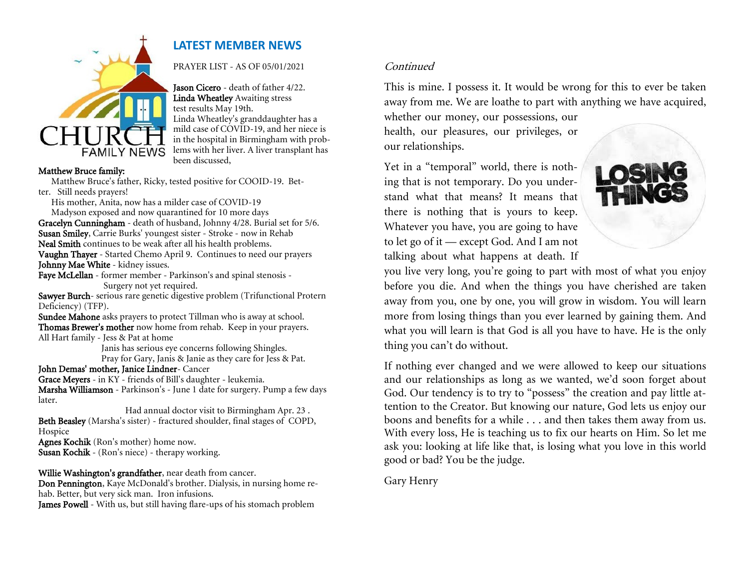## LATEST MEMBER NEWS

PRAYER LIST - AS OF 05/01/2021

**Jason Cicero** - death of father 4/22.
**Linda Wheatley** Awaiting stress test results May 19th.
Linda Wheatley's granddaughter has a mild case of COVID-19, and her niece is in the hospital in Birmingham with problems with her liver. A liver transplant has been discussed,

**Matthew Bruce family:**
Matthew Bruce's father, Ricky, tested positive for COOID-19. Better. Still needs prayers!
His mother, Anita, now has a milder case of COVID-19
Madyson exposed and now quarantined for 10 more days
**Gracelyn Cunningham** - death of husband, Johnny 4/28. Burial set for 5/6.
**Susan Smiley**, Carrie Burks' youngest sister - Stroke - now in Rehab
**Neal Smith** continues to be weak after all his health problems.
**Vaughn Thayer** - Started Chemo April 9. Continues to need our prayers
**Johnny Mae White** - kidney issues.
**Faye McLellan** - former member - Parkinson's and spinal stenosis - Surgery not yet required.
**Sawyer Burch**- serious rare genetic digestive problem (Trifunctional Protern Deficiency) (TFP).
**Sundee Mahone** asks prayers to protect Tillman who is away at school.
**Thomas Brewer's mother** now home from rehab. Keep in your prayers.
All Hart family - Jess & Pat at home
Janis has serious eye concerns following Shingles.
Pray for Gary, Janis & Janie as they care for Jess & Pat.
**John Demas' mother, Janice Lindner**- Cancer
**Grace Meyers** - in KY - friends of Bill's daughter - leukemia.
**Marsha Williamson** - Parkinson's - June 1 date for surgery. Pump a few days later.
Had annual doctor visit to Birmingham Apr. 23 .
**Beth Beasley** (Marsha's sister) - fractured shoulder, final stages of COPD, Hospice
**Agnes Kochik** (Ron's mother) home now.
**Susan Kochik** - (Ron's niece) - therapy working.

**Willie Washington's grandfather**, near death from cancer.
**Don Pennington**, Kaye McDonald's brother. Dialysis, in nursing home rehab. Better, but very sick man. Iron infusions.
**James Powell** - With us, but still having flare-ups of his stomach problem

*Continued*

This is mine. I possess it. It would be wrong for this to ever be taken away from me. We are loathe to part with anything we have acquired, whether our money, our possessions, our health, our pleasures, our privileges, or our relationships.

LOSING THINGS

Yet in a "temporal" world, there is nothing that is not temporary. Do you understand what that means? It means that there is nothing that is yours to keep. Whatever you have, you are going to have to let go of it — except God. And I am not talking about what happens at death. If you live very long, you're going to part with most of what you enjoy before you die. And when the things you have cherished are taken away from you, one by one, you will grow in wisdom. You will learn more from losing things than you ever learned by gaining them. And what you will learn is that God is all you have to have. He is the only thing you can't do without.

If nothing ever changed and we were allowed to keep our situations and our relationships as long as we wanted, we'd soon forget about God. Our tendency is to try to "possess" the creation and pay little attention to the Creator. But knowing our nature, God lets us enjoy our boons and benefits for a while . . . and then takes them away from us. With every loss, He is teaching us to fix our hearts on Him. So let me ask you: looking at life like that, is losing what you love in this world good or bad? You be the judge.

Gary Henry